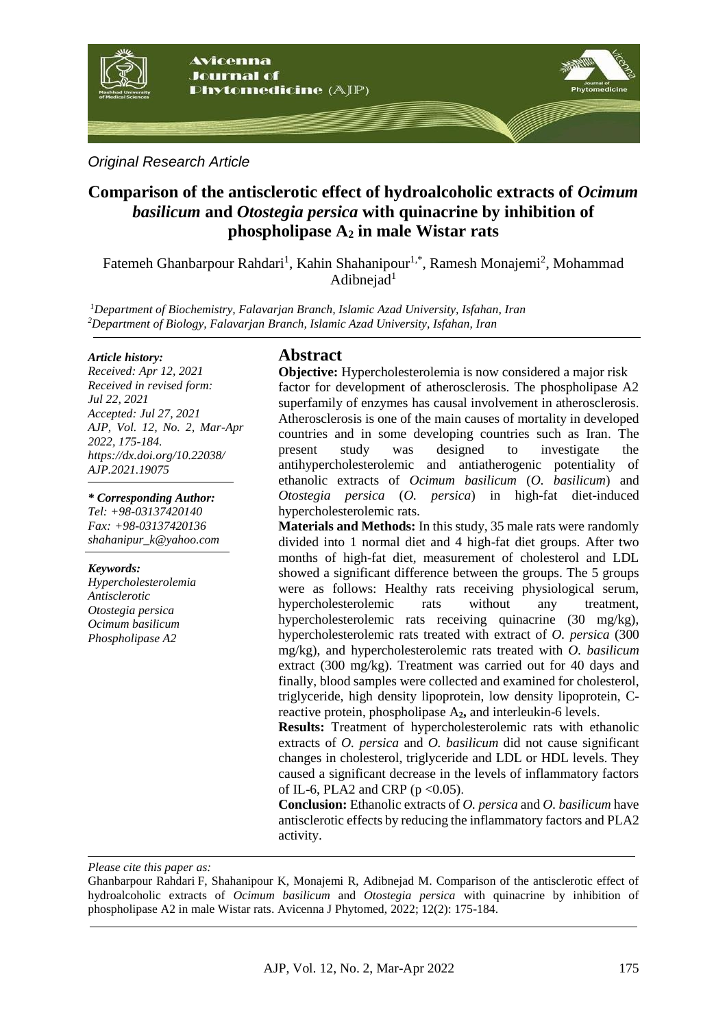*Original Research Article*

# Comparison of the antisclerotic effect of hydroalcoholic extracts of *Ocimum basilicum* and *Otostegia persica* with quinacrine by inhibition of phospholipase $A_2$ in male Wistar rats

Fatemeh Ghanbarpour Rahdari[1], Kahin Shahanipour[1,*], Ramesh Monajemi[2], Mohammad Adibnejad[1]

[1]*Department of Biochemistry, Falavarjan Branch, Islamic Azad University, Isfahan, Iran*
[2]*Department of Biology, Falavarjan Branch, Islamic Azad University, Isfahan, Iran*

*Article history:*
*Received: Apr 12, 2021*
*Received in revised form: Jul 22, 2021*
*Accepted: Jul 27, 2021*
*AJP, Vol. 12, No. 2, Mar-Apr 2022, 175-184.*
*https://dx.doi.org/10.22038/AJP.2021.19075*

*\* Corresponding Author:*
*Tel: +98-03137420140*
*Fax: +98-03137420136*
*shahanipur_k@yahoo.com*

*Keywords:*
*Hypercholesterolemia*
*Antisclerotic*
*Otostegia persica*
*Ocimum basilicum*
*Phospholipase A2*

## Abstract

**Objective:** Hypercholesterolemia is now considered a major risk factor for development of atherosclerosis. The phospholipase A2 superfamily of enzymes has causal involvement in atherosclerosis. Atherosclerosis is one of the main causes of mortality in developed countries and in some developing countries such as Iran. The present study was designed to investigate the antihypercholesterolemic and antiatherogenic potentiality of ethanolic extracts of *Ocimum basilicum* (*O. basilicum*) and *Otostegia persica* (*O. persica*) in high-fat diet-induced hypercholesterolemic rats.

**Materials and Methods:** In this study, 35 male rats were randomly divided into 1 normal diet and 4 high-fat diet groups. After two months of high-fat diet, measurement of cholesterol and LDL showed a significant difference between the groups. The 5 groups were as follows: Healthy rats receiving physiological serum, hypercholesterolemic rats without any treatment, hypercholesterolemic rats receiving quinacrine (30 mg/kg), hypercholesterolemic rats treated with extract of *O. persica* (300 mg/kg), and hypercholesterolemic rats treated with *O. basilicum* extract (300 mg/kg). Treatment was carried out for 40 days and finally, blood samples were collected and examined for cholesterol, triglyceride, high density lipoprotein, low density lipoprotein, C-reactive protein, phospholipase $A_2$**,** and interleukin-6 levels.

**Results:** Treatment of hypercholesterolemic rats with ethanolic extracts of *O. persica* and *O. basilicum* did not cause significant changes in cholesterol, triglyceride and LDL or HDL levels. They caused a significant decrease in the levels of inflammatory factors of IL-6, PLA2 and CRP ($p < 0.05$).

**Conclusion:** Ethanolic extracts of *O. persica* and *O. basilicum* have antisclerotic effects by reducing the inflammatory factors and PLA2 activity.

*Please cite this paper as:*

Ghanbarpour Rahdari F, Shahanipour K, Monajemi R, Adibnejad M. Comparison of the antisclerotic effect of hydroalcoholic extracts of *Ocimum basilicum* and *Otostegia persica* with quinacrine by inhibition of phospholipase A2 in male Wistar rats. Avicenna J Phytomed, 2022; 12(2): 175-184.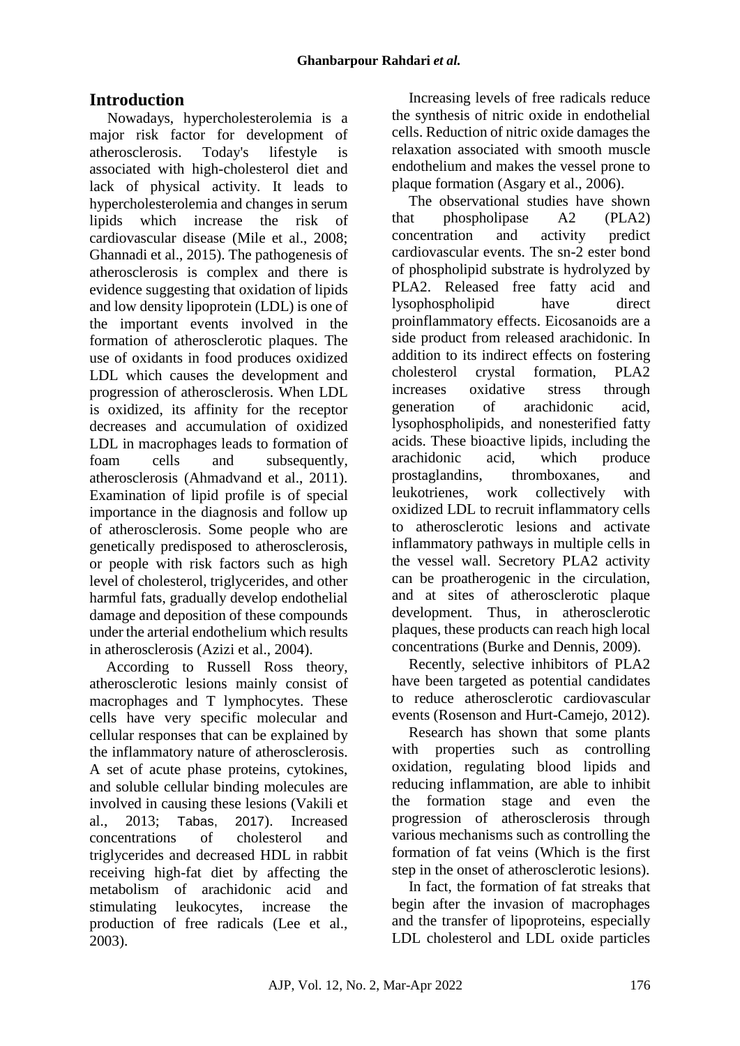## Introduction

Nowadays, hypercholesterolemia is a major risk factor for development of atherosclerosis. Today's lifestyle is associated with high-cholesterol diet and lack of physical activity. It leads to hypercholesterolemia and changes in serum lipids which increase the risk of cardiovascular disease (Mile et al., 2008; Ghannadi et al., 2015). The pathogenesis of atherosclerosis is complex and there is evidence suggesting that oxidation of lipids and low density lipoprotein (LDL) is one of the important events involved in the formation of atherosclerotic plaques. The use of oxidants in food produces oxidized LDL which causes the development and progression of atherosclerosis. When LDL is oxidized, its affinity for the receptor decreases and accumulation of oxidized LDL in macrophages leads to formation of foam cells and subsequently, atherosclerosis (Ahmadvand et al., 2011). Examination of lipid profile is of special importance in the diagnosis and follow up of atherosclerosis. Some people who are genetically predisposed to atherosclerosis, or people with risk factors such as high level of cholesterol, triglycerides, and other harmful fats, gradually develop endothelial damage and deposition of these compounds under the arterial endothelium which results in atherosclerosis (Azizi et al., 2004).

According to Russell Ross theory, atherosclerotic lesions mainly consist of macrophages and T lymphocytes. These cells have very specific molecular and cellular responses that can be explained by the inflammatory nature of atherosclerosis. A set of acute phase proteins, cytokines, and soluble cellular binding molecules are involved in causing these lesions (Vakili et al., 2013; Tabas, 2017). Increased concentrations of cholesterol and triglycerides and decreased HDL in rabbit receiving high-fat diet by affecting the metabolism of arachidonic acid and stimulating leukocytes, increase the production of free radicals (Lee et al., 2003).

Increasing levels of free radicals reduce the synthesis of nitric oxide in endothelial cells. Reduction of nitric oxide damages the relaxation associated with smooth muscle endothelium and makes the vessel prone to plaque formation (Asgary et al., 2006).

The observational studies have shown that phospholipase A2 (PLA2) concentration and activity predict cardiovascular events. The sn-2 ester bond of phospholipid substrate is hydrolyzed by PLA2. Released free fatty acid and lysophospholipid have direct proinflammatory effects. Eicosanoids are a side product from released arachidonic. In addition to its indirect effects on fostering cholesterol crystal formation, PLA2 increases oxidative stress through generation of arachidonic acid, lysophospholipids, and nonesterified fatty acids. These bioactive lipids, including the arachidonic acid, which produce prostaglandins, thromboxanes, and leukotrienes, work collectively with oxidized LDL to recruit inflammatory cells to atherosclerotic lesions and activate inflammatory pathways in multiple cells in the vessel wall. Secretory PLA2 activity can be proatherogenic in the circulation, and at sites of atherosclerotic plaque development. Thus, in atherosclerotic plaques, these products can reach high local concentrations (Burke and Dennis, 2009).

Recently, selective inhibitors of PLA2 have been targeted as potential candidates to reduce atherosclerotic cardiovascular events (Rosenson and Hurt-Camejo, 2012).

Research has shown that some plants with properties such as controlling oxidation, regulating blood lipids and reducing inflammation, are able to inhibit the formation stage and even the progression of atherosclerosis through various mechanisms such as controlling the formation of fat veins (Which is the first step in the onset of atherosclerotic lesions).

In fact, the formation of fat streaks that begin after the invasion of macrophages and the transfer of lipoproteins, especially LDL cholesterol and LDL oxide particles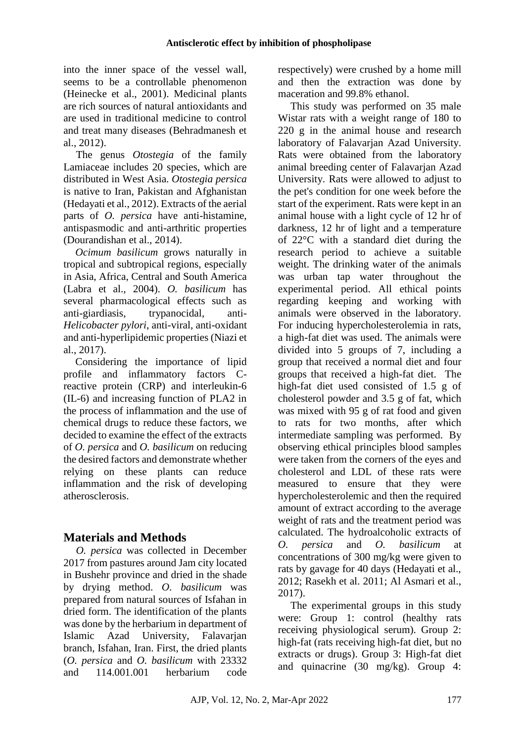into the inner space of the vessel wall, seems to be a controllable phenomenon (Heinecke et al., 2001). Medicinal plants are rich sources of natural antioxidants and are used in traditional medicine to control and treat many diseases (Behradmanesh et al., 2012).

The genus *Otostegia* of the family Lamiaceae includes 20 species, which are distributed in West Asia. *Otostegia persica* is native to Iran, Pakistan and Afghanistan (Hedayati et al., 2012). Extracts of the aerial parts of *O. persica* have anti-histamine, antispasmodic and anti-arthritic properties (Dourandishan et al., 2014).

*Ocimum basilicum* grows naturally in tropical and subtropical regions, especially in Asia, Africa, Central and South America (Labra et al., 2004). *O. basilicum* has several pharmacological effects such as anti-giardiasis, trypanocidal, anti-*Helicobacter pylori*, anti-viral, anti-oxidant and anti-hyperlipidemic properties (Niazi et al., 2017).

Considering the importance of lipid profile and inflammatory factors C-reactive protein (CRP) and interleukin-6 (IL-6) and increasing function of PLA2 in the process of inflammation and the use of chemical drugs to reduce these factors, we decided to examine the effect of the extracts of *O. persica* and *O. basilicum* on reducing the desired factors and demonstrate whether relying on these plants can reduce inflammation and the risk of developing atherosclerosis.

## Materials and Methods

*O. persica* was collected in December 2017 from pastures around Jam city located in Bushehr province and dried in the shade by drying method. *O. basilicum* was prepared from natural sources of Isfahan in dried form. The identification of the plants was done by the herbarium in department of Islamic Azad University, Falavarjan branch, Isfahan, Iran. First, the dried plants (*O. persica* and *O. basilicum* with 23332 and 114.001.001 herbarium code respectively) were crushed by a home mill and then the extraction was done by maceration and 99.8% ethanol.

This study was performed on 35 male Wistar rats with a weight range of 180 to 220 g in the animal house and research laboratory of Falavarjan Azad University. Rats were obtained from the laboratory animal breeding center of Falavarjan Azad University. Rats were allowed to adjust to the pet's condition for one week before the start of the experiment. Rats were kept in an animal house with a light cycle of 12 hr of darkness, 12 hr of light and a temperature of 22°C with a standard diet during the research period to achieve a suitable weight. The drinking water of the animals was urban tap water throughout the experimental period. All ethical points regarding keeping and working with animals were observed in the laboratory. For inducing hypercholesterolemia in rats, a high-fat diet was used. The animals were divided into 5 groups of 7, including a group that received a normal diet and four groups that received a high-fat diet. The high-fat diet used consisted of 1.5 g of cholesterol powder and 3.5 g of fat, which was mixed with 95 g of rat food and given to rats for two months, after which intermediate sampling was performed. By observing ethical principles blood samples were taken from the corners of the eyes and cholesterol and LDL of these rats were measured to ensure that they were hypercholesterolemic and then the required amount of extract according to the average weight of rats and the treatment period was calculated. The hydroalcoholic extracts of *O. persica* and *O. basilicum* at concentrations of 300 mg/kg were given to rats by gavage for 40 days (Hedayati et al., 2012; Rasekh et al. 2011; Al Asmari et al., 2017).

The experimental groups in this study were: Group 1: control (healthy rats receiving physiological serum). Group 2: high-fat (rats receiving high-fat diet, but no extracts or drugs). Group 3: High-fat diet and quinacrine (30 mg/kg). Group 4: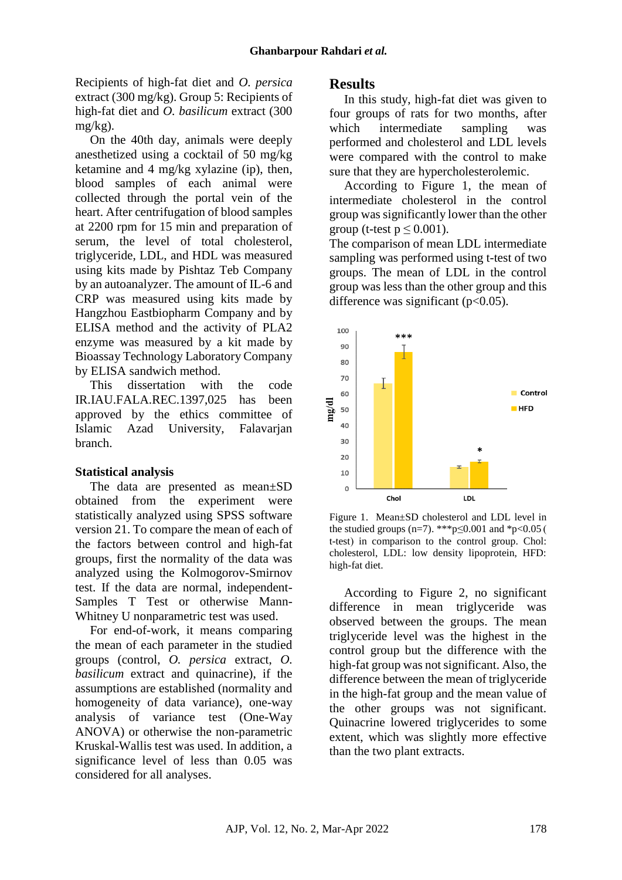Recipients of high-fat diet and *O. persica* extract (300 mg/kg). Group 5: Recipients of high-fat diet and *O. basilicum* extract (300 mg/kg).

On the 40th day, animals were deeply anesthetized using a cocktail of 50 mg/kg ketamine and 4 mg/kg xylazine (ip), then, blood samples of each animal were collected through the portal vein of the heart. After centrifugation of blood samples at 2200 rpm for 15 min and preparation of serum, the level of total cholesterol, triglyceride, LDL, and HDL was measured using kits made by Pishtaz Teb Company by an autoanalyzer. The amount of IL-6 and CRP was measured using kits made by Hangzhou Eastbiopharm Company and by ELISA method and the activity of PLA2 enzyme was measured by a kit made by Bioassay Technology Laboratory Company by ELISA sandwich method.

This dissertation with the code IR.IAU.FALA.REC.1397,025 has been approved by the ethics committee of Islamic Azad University, Falavarjan branch.

### Statistical analysis

The data are presented as mean±SD obtained from the experiment were statistically analyzed using SPSS software version 21. To compare the mean of each of the factors between control and high-fat groups, first the normality of the data was analyzed using the Kolmogorov-Smirnov test. If the data are normal, independent-Samples T Test or otherwise Mann-Whitney U nonparametric test was used.

For end-of-work, it means comparing the mean of each parameter in the studied groups (control, *O. persica* extract, *O. basilicum* extract and quinacrine), if the assumptions are established (normality and homogeneity of data variance), one-way analysis of variance test (One-Way ANOVA) or otherwise the non-parametric Kruskal-Wallis test was used. In addition, a significance level of less than 0.05 was considered for all analyses.

## Results

In this study, high-fat diet was given to four groups of rats for two months, after which intermediate sampling was performed and cholesterol and LDL levels were compared with the control to make sure that they are hypercholesterolemic.

According to Figure 1, the mean of intermediate cholesterol in the control group was significantly lower than the other group (t-test $p \leq 0.001$).

The comparison of mean LDL intermediate sampling was performed using t-test of two groups. The mean of LDL in the control group was less than the other group and this difference was significant ($p<0.05$).

Figure 1. Mean±SD cholesterol and LDL level in the studied groups (n=7). ***$p \leq 0.001$ and *$p<0.05$ ( t-test) in comparison to the control group. Chol: cholesterol, LDL: low density lipoprotein, HFD: high-fat diet.

According to Figure 2, no significant difference in mean triglyceride was observed between the groups. The mean triglyceride level was the highest in the control group but the difference with the high-fat group was not significant. Also, the difference between the mean of triglyceride in the high-fat group and the mean value of the other groups was not significant. Quinacrine lowered triglycerides to some extent, which was slightly more effective than the two plant extracts.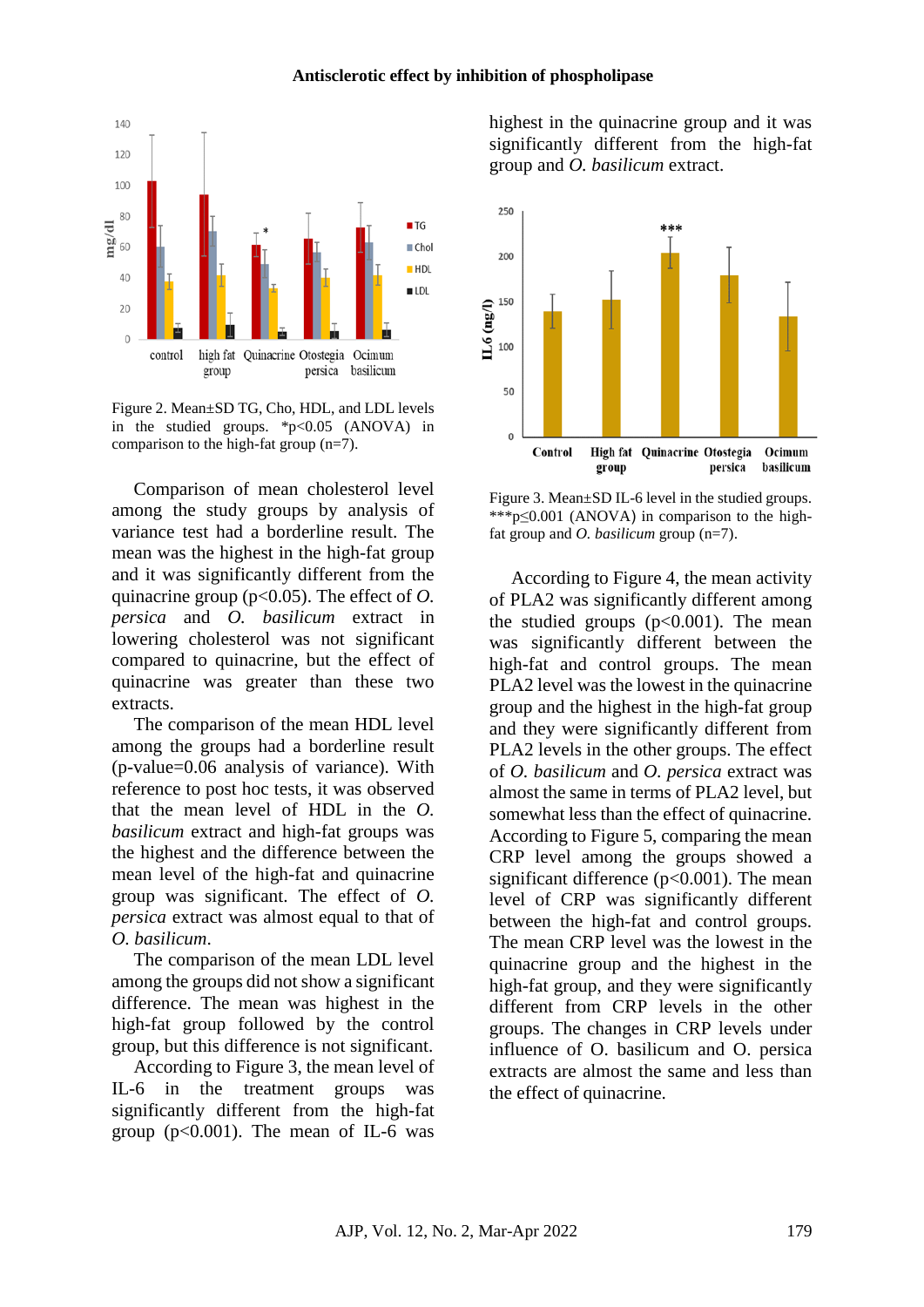Figure 2. Mean±SD TG, Cho, HDL, and LDL levels in the studied groups. *p<0.05 (ANOVA) in comparison to the high-fat group (n=7).

Comparison of mean cholesterol level among the study groups by analysis of variance test had a borderline result. The mean was the highest in the high-fat group and it was significantly different from the quinacrine group (p<0.05). The effect of *O. persica* and *O. basilicum* extract in lowering cholesterol was not significant compared to quinacrine, but the effect of quinacrine was greater than these two extracts.

The comparison of the mean HDL level among the groups had a borderline result (p-value=0.06 analysis of variance). With reference to post hoc tests, it was observed that the mean level of HDL in the *O. basilicum* extract and high-fat groups was the highest and the difference between the mean level of the high-fat and quinacrine group was significant. The effect of *O. persica* extract was almost equal to that of *O. basilicum*.

The comparison of the mean LDL level among the groups did not show a significant difference. The mean was highest in the high-fat group followed by the control group, but this difference is not significant.

According to Figure 3, the mean level of IL-6 in the treatment groups was significantly different from the high-fat group (p<0.001). The mean of IL-6 was highest in the quinacrine group and it was significantly different from the high-fat group and *O. basilicum* extract.

Figure 3. Mean±SD IL-6 level in the studied groups. ***p≤0.001 (ANOVA) in comparison to the high-fat group and *O. basilicum* group (n=7).

According to Figure 4, the mean activity of PLA2 was significantly different among the studied groups (p<0.001). The mean was significantly different between the high-fat and control groups. The mean PLA2 level was the lowest in the quinacrine group and the highest in the high-fat group and they were significantly different from PLA2 levels in the other groups. The effect of *O. basilicum* and *O. persica* extract was almost the same in terms of PLA2 level, but somewhat less than the effect of quinacrine. According to Figure 5, comparing the mean CRP level among the groups showed a significant difference (p<0.001). The mean level of CRP was significantly different between the high-fat and control groups. The mean CRP level was the lowest in the quinacrine group and the highest in the high-fat group, and they were significantly different from CRP levels in the other groups. The changes in CRP levels under influence of O. basilicum and O. persica extracts are almost the same and less than the effect of quinacrine.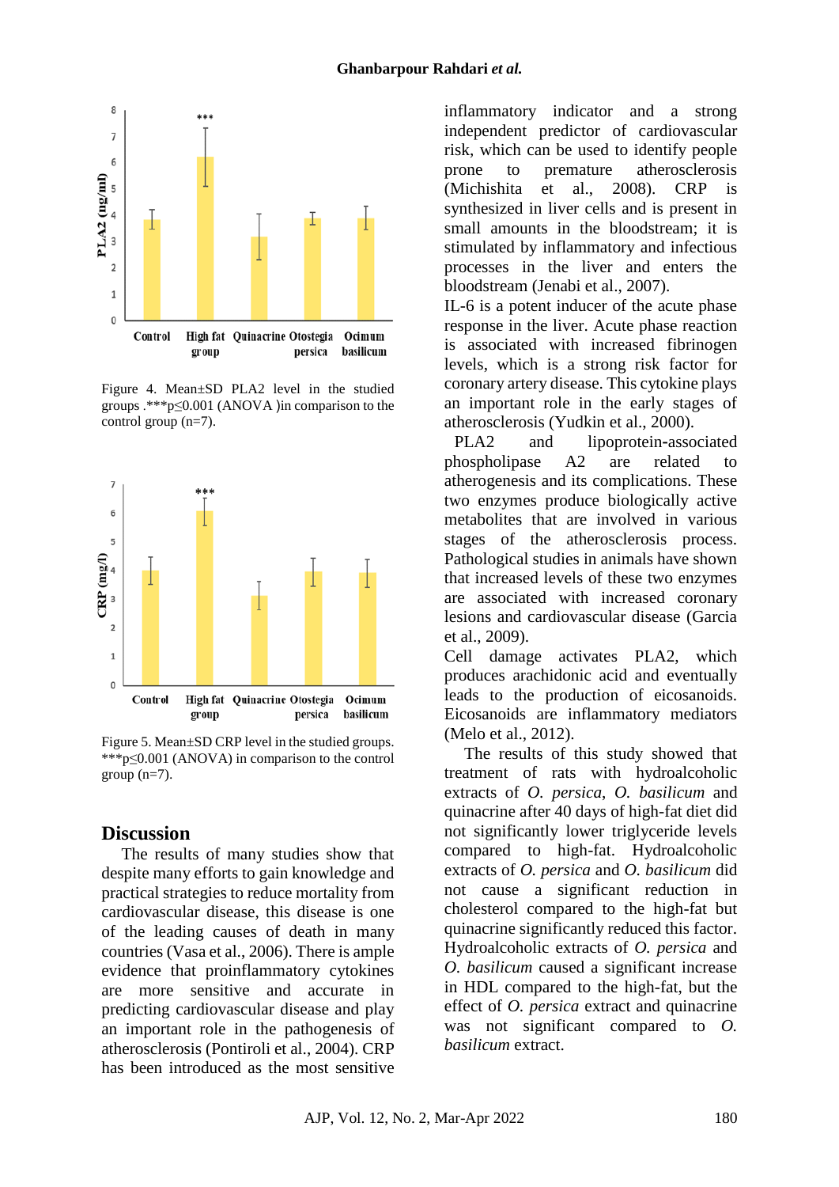Figure 4. Mean±SD PLA2 level in the studied groups .***p≤0.001 (ANOVA )in comparison to the control group (n=7).

Figure 5. Mean±SD CRP level in the studied groups. ***p≤0.001 (ANOVA) in comparison to the control group (n=7).

## Discussion

The results of many studies show that despite many efforts to gain knowledge and practical strategies to reduce mortality from cardiovascular disease, this disease is one of the leading causes of death in many countries (Vasa et al., 2006). There is ample evidence that proinflammatory cytokines are more sensitive and accurate in predicting cardiovascular disease and play an important role in the pathogenesis of atherosclerosis (Pontiroli et al., 2004). CRP has been introduced as the most sensitive inflammatory indicator and a strong independent predictor of cardiovascular risk, which can be used to identify people prone to premature atherosclerosis (Michishita et al., 2008). CRP is synthesized in liver cells and is present in small amounts in the bloodstream; it is stimulated by inflammatory and infectious processes in the liver and enters the bloodstream (Jenabi et al., 2007).

IL-6 is a potent inducer of the acute phase response in the liver. Acute phase reaction is associated with increased fibrinogen levels, which is a strong risk factor for coronary artery disease. This cytokine plays an important role in the early stages of atherosclerosis (Yudkin et al., 2000).

PLA2 and lipoprotein-associated phospholipase A2 are related to atherogenesis and its complications. These two enzymes produce biologically active metabolites that are involved in various stages of the atherosclerosis process. Pathological studies in animals have shown that increased levels of these two enzymes are associated with increased coronary lesions and cardiovascular disease (Garcia et al., 2009).

Cell damage activates PLA2, which produces arachidonic acid and eventually leads to the production of eicosanoids. Eicosanoids are inflammatory mediators (Melo et al., 2012).

The results of this study showed that treatment of rats with hydroalcoholic extracts of *O. persica*, *O. basilicum* and quinacrine after 40 days of high-fat diet did not significantly lower triglyceride levels compared to high-fat. Hydroalcoholic extracts of *O. persica* and *O. basilicum* did not cause a significant reduction in cholesterol compared to the high-fat but quinacrine significantly reduced this factor. Hydroalcoholic extracts of *O. persica* and *O. basilicum* caused a significant increase in HDL compared to the high-fat, but the effect of *O. persica* extract and quinacrine was not significant compared to *O. basilicum* extract.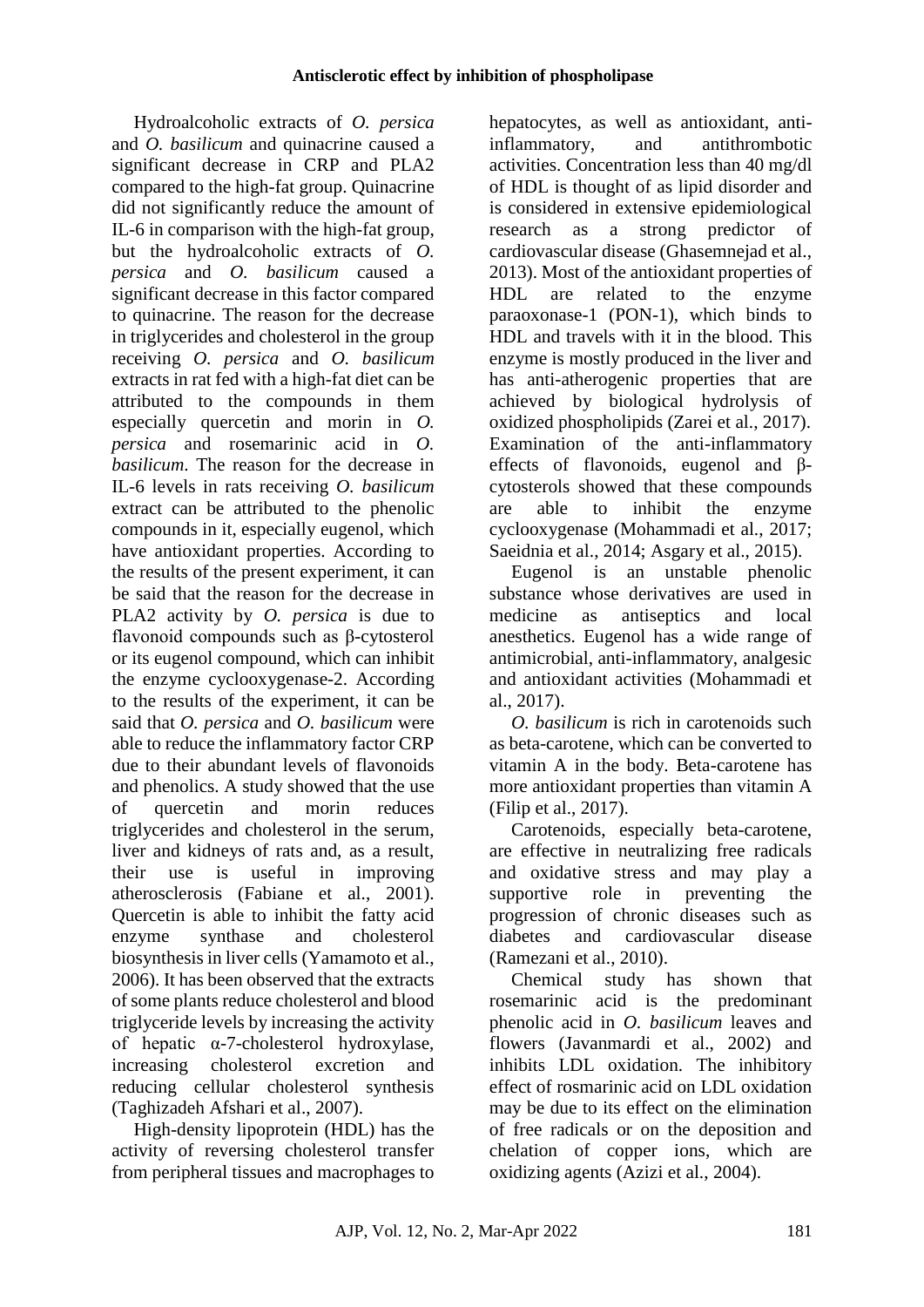Hydroalcoholic extracts of *O. persica* and *O. basilicum* and quinacrine caused a significant decrease in CRP and PLA2 compared to the high-fat group. Quinacrine did not significantly reduce the amount of IL-6 in comparison with the high-fat group, but the hydroalcoholic extracts of *O. persica* and *O. basilicum* caused a significant decrease in this factor compared to quinacrine. The reason for the decrease in triglycerides and cholesterol in the group receiving *O. persica* and *O. basilicum* extracts in rat fed with a high-fat diet can be attributed to the compounds in them especially quercetin and morin in *O. persica* and rosemarinic acid in *O. basilicum*. The reason for the decrease in IL-6 levels in rats receiving *O. basilicum* extract can be attributed to the phenolic compounds in it, especially eugenol, which have antioxidant properties. According to the results of the present experiment, it can be said that the reason for the decrease in PLA2 activity by *O. persica* is due to flavonoid compounds such as β-cytosterol or its eugenol compound, which can inhibit the enzyme cyclooxygenase-2. According to the results of the experiment, it can be said that *O. persica* and *O. basilicum* were able to reduce the inflammatory factor CRP due to their abundant levels of flavonoids and phenolics. A study showed that the use of quercetin and morin reduces triglycerides and cholesterol in the serum, liver and kidneys of rats and, as a result, their use is useful in improving atherosclerosis (Fabiane et al., 2001). Quercetin is able to inhibit the fatty acid enzyme synthase and cholesterol biosynthesis in liver cells (Yamamoto et al., 2006). It has been observed that the extracts of some plants reduce cholesterol and blood triglyceride levels by increasing the activity of hepatic α-7-cholesterol hydroxylase, increasing cholesterol excretion and reducing cellular cholesterol synthesis (Taghizadeh Afshari et al., 2007).

High-density lipoprotein (HDL) has the activity of reversing cholesterol transfer from peripheral tissues and macrophages to hepatocytes, as well as antioxidant, anti-inflammatory, and antithrombotic activities. Concentration less than 40 mg/dl of HDL is thought of as lipid disorder and is considered in extensive epidemiological research as a strong predictor of cardiovascular disease (Ghasemnejad et al., 2013). Most of the antioxidant properties of HDL are related to the enzyme paraoxonase-1 (PON-1), which binds to HDL and travels with it in the blood. This enzyme is mostly produced in the liver and has anti-atherogenic properties that are achieved by biological hydrolysis of oxidized phospholipids (Zarei et al., 2017). Examination of the anti-inflammatory effects of flavonoids, eugenol and β-cytosterols showed that these compounds are able to inhibit the enzyme cyclooxygenase (Mohammadi et al., 2017; Saeidnia et al., 2014; Asgary et al., 2015).

Eugenol is an unstable phenolic substance whose derivatives are used in medicine as antiseptics and local anesthetics. Eugenol has a wide range of antimicrobial, anti-inflammatory, analgesic and antioxidant activities (Mohammadi et al., 2017).

*O. basilicum* is rich in carotenoids such as beta-carotene, which can be converted to vitamin A in the body. Beta-carotene has more antioxidant properties than vitamin A (Filip et al., 2017).

Carotenoids, especially beta-carotene, are effective in neutralizing free radicals and oxidative stress and may play a supportive role in preventing the progression of chronic diseases such as diabetes and cardiovascular disease (Ramezani et al., 2010).

Chemical study has shown that rosemarinic acid is the predominant phenolic acid in *O. basilicum* leaves and flowers (Javanmardi et al., 2002) and inhibits LDL oxidation. The inhibitory effect of rosmarinic acid on LDL oxidation may be due to its effect on the elimination of free radicals or on the deposition and chelation of copper ions, which are oxidizing agents (Azizi et al., 2004).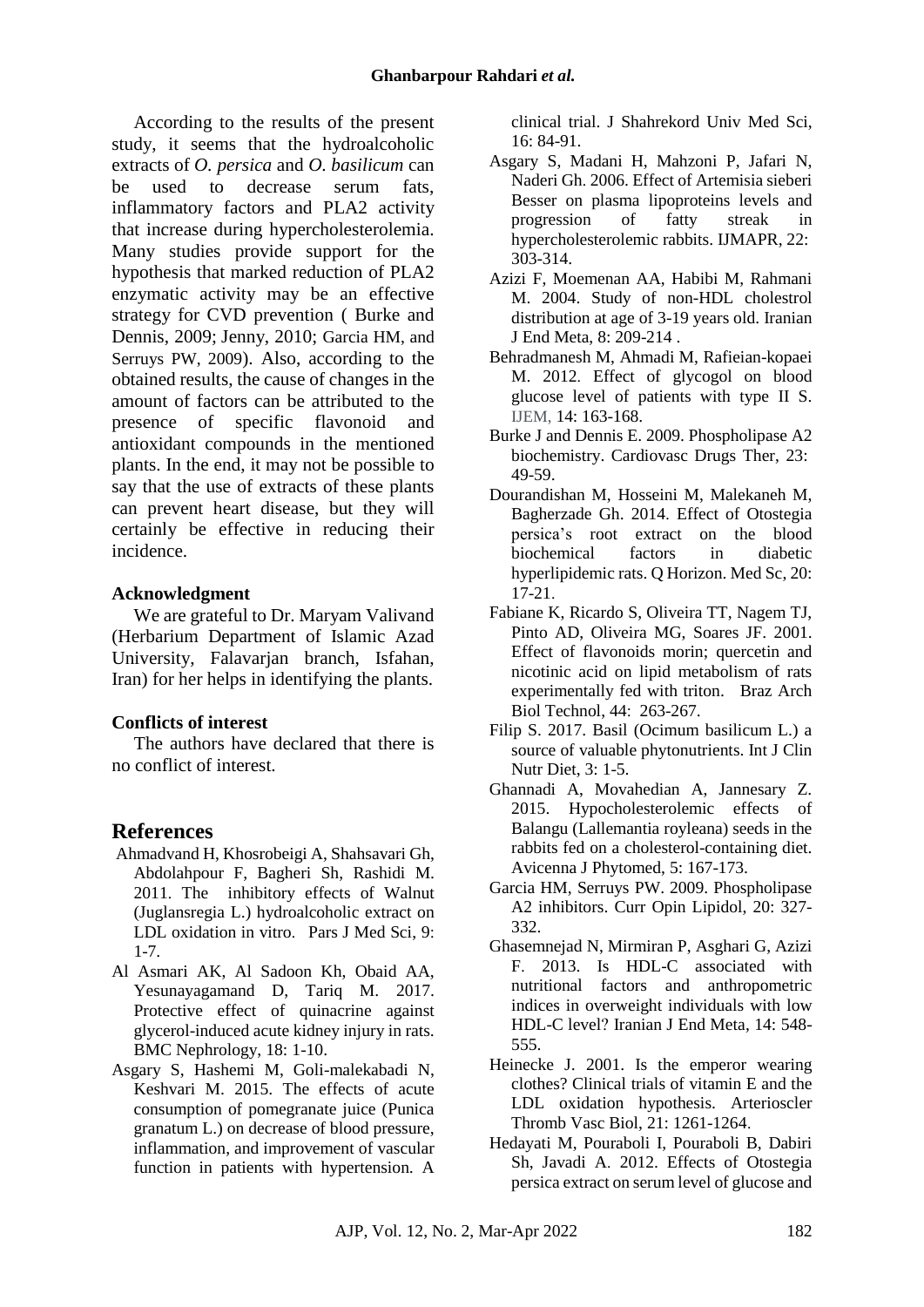According to the results of the present study, it seems that the hydroalcoholic extracts of *O. persica* and *O. basilicum* can be used to decrease serum fats, inflammatory factors and PLA2 activity that increase during hypercholesterolemia. Many studies provide support for the hypothesis that marked reduction of PLA2 enzymatic activity may be an effective strategy for CVD prevention ( Burke and Dennis, 2009; Jenny, 2010; Garcia HM, and Serruys PW, 2009). Also, according to the obtained results, the cause of changes in the amount of factors can be attributed to the presence of specific flavonoid and antioxidant compounds in the mentioned plants. In the end, it may not be possible to say that the use of extracts of these plants can prevent heart disease, but they will certainly be effective in reducing their incidence.

### Acknowledgment

We are grateful to Dr. Maryam Valivand (Herbarium Department of Islamic Azad University, Falavarjan branch, Isfahan, Iran) for her helps in identifying the plants.

### Conflicts of interest

The authors have declared that there is no conflict of interest.

## References

Ahmadvand H, Khosrobeigi A, Shahsavari Gh, Abdolahpour F, Bagheri Sh, Rashidi M. 2011. The inhibitory effects of Walnut (Juglansregia L.) hydroalcoholic extract on LDL oxidation in vitro. Pars J Med Sci, 9: 1-7.

Al Asmari AK, Al Sadoon Kh, Obaid AA, Yesunayagamand D, Tariq M. 2017. Protective effect of quinacrine against glycerol-induced acute kidney injury in rats. BMC Nephrology, 18: 1-10.

Asgary S, Hashemi M, Goli-malekabadi N, Keshvari M. 2015. The effects of acute consumption of pomegranate juice (Punica granatum L.) on decrease of blood pressure, inflammation, and improvement of vascular function in patients with hypertension. A clinical trial. J Shahrekord Univ Med Sci, 16: 84-91.

Asgary S, Madani H, Mahzoni P, Jafari N, Naderi Gh. 2006. Effect of Artemisia sieberi Besser on plasma lipoproteins levels and progression of fatty streak in hypercholesterolemic rabbits. IJMAPR, 22: 303-314.

Azizi F, Moemenan AA, Habibi M, Rahmani M. 2004. Study of non-HDL cholestrol distribution at age of 3-19 years old. Iranian J End Meta, 8: 209-214 .

Behradmanesh M, Ahmadi M, Rafieian-kopaei M. 2012. Effect of glycogol on blood glucose level of patients with type II S. IJEM, 14: 163-168.

Burke J and Dennis E. 2009. Phospholipase A2 biochemistry. Cardiovasc Drugs Ther, 23: 49-59.

Dourandishan M, Hosseini M, Malekaneh M, Bagherzade Gh. 2014. Effect of Otostegia persica's root extract on the blood biochemical factors in diabetic hyperlipidemic rats. Q Horizon. Med Sc, 20: 17-21.

Fabiane K, Ricardo S, Oliveira TT, Nagem TJ, Pinto AD, Oliveira MG, Soares JF. 2001. Effect of flavonoids morin; quercetin and nicotinic acid on lipid metabolism of rats experimentally fed with triton. Braz Arch Biol Technol, 44: 263-267.

Filip S. 2017. Basil (Ocimum basilicum L.) a source of valuable phytonutrients. Int J Clin Nutr Diet, 3: 1-5.

Ghannadi A, Movahedian A, Jannesary Z. 2015. Hypocholesterolemic effects of Balangu (Lallemantia royleana) seeds in the rabbits fed on a cholesterol-containing diet. Avicenna J Phytomed, 5: 167-173.

Garcia HM, Serruys PW. 2009. Phospholipase A2 inhibitors. Curr Opin Lipidol, 20: 327-332.

Ghasemnejad N, Mirmiran P, Asghari G, Azizi F. 2013. Is HDL-C associated with nutritional factors and anthropometric indices in overweight individuals with low HDL-C level? Iranian J End Meta, 14: 548-555.

Heinecke J. 2001. Is the emperor wearing clothes? Clinical trials of vitamin E and the LDL oxidation hypothesis. Arterioscler Thromb Vasc Biol, 21: 1261-1264.

Hedayati M, Pouraboli I, Pouraboli B, Dabiri Sh, Javadi A. 2012. Effects of Otostegia persica extract on serum level of glucose and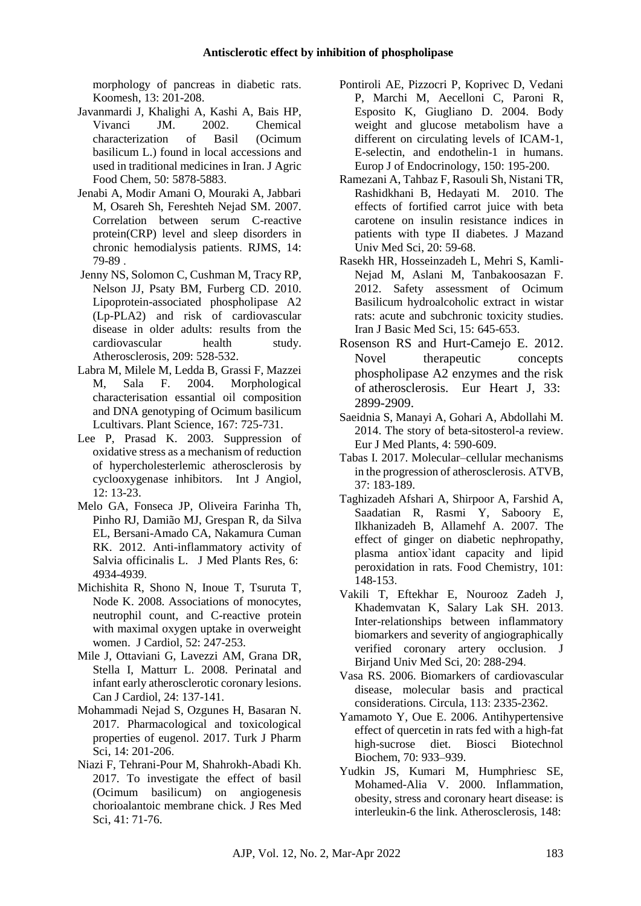morphology of pancreas in diabetic rats. Koomesh, 13: 201-208.

Javanmardi J, Khalighi A, Kashi A, Bais HP, Vivanci JM. 2002. Chemical characterization of Basil (Ocimum basilicum L.) found in local accessions and used in traditional medicines in Iran. J Agric Food Chem, 50: 5878-5883.

Jenabi A, Modir Amani O, Mouraki A, Jabbari M, Osareh Sh, Fereshteh Nejad SM. 2007. Correlation between serum C-reactive protein(CRP) level and sleep disorders in chronic hemodialysis patients. RJMS, 14: 79-89 .

Jenny NS, Solomon C, Cushman M, Tracy RP, Nelson JJ, Psaty BM, Furberg CD. 2010. Lipoprotein-associated phospholipase A2 (Lp-PLA2) and risk of cardiovascular disease in older adults: results from the cardiovascular health study. Atherosclerosis, 209: 528-532.

Labra M, Milele M, Ledda B, Grassi F, Mazzei M, Sala F. 2004. Morphological characterisation essential oil composition and DNA genotyping of Ocimum basilicum Lcultivars. Plant Science, 167: 725-731.

Lee P, Prasad K. 2003. Suppression of oxidative stress as a mechanism of reduction of hypercholesterlemic atherosclerosis by cyclooxygenase inhibitors. Int J Angiol, 12: 13-23.

Melo GA, Fonseca JP, Oliveira Farinha Th, Pinho RJ, Damião MJ, Grespan R, da Silva EL, Bersani-Amado CA, Nakamura Cuman RK. 2012. Anti-inflammatory activity of Salvia officinalis L. J Med Plants Res, 6: 4934-4939.

Michishita R, Shono N, Inoue T, Tsuruta T, Node K. 2008. Associations of monocytes, neutrophil count, and C-reactive protein with maximal oxygen uptake in overweight women. J Cardiol, 52: 247-253.

Mile J, Ottaviani G, Lavezzi AM, Grana DR, Stella I, Matturr L. 2008. Perinatal and infant early atherosclerotic coronary lesions. Can J Cardiol, 24: 137-141.

Mohammadi Nejad S, Ozgunes H, Basaran N. 2017. Pharmacological and toxicological properties of eugenol. 2017. Turk J Pharm Sci, 14: 201-206.

Niazi F, Tehrani-Pour M, Shahrokh-Abadi Kh. 2017. To investigate the effect of basil (Ocimum basilicum) on angiogenesis chorioalantoic membrane chick. J Res Med Sci, 41: 71-76.

Pontiroli AE, Pizzocri P, Koprivec D, Vedani P, Marchi M, Aecelloni C, Paroni R, Esposito K, Giugliano D. 2004. Body weight and glucose metabolism have a different on circulating levels of ICAM-1, E-selectin, and endothelin-1 in humans. Europ J of Endocrinology, 150: 195-200.

Ramezani A, Tahbaz F, Rasouli Sh, Nistani TR, Rashidkhani B, Hedayati M. 2010. The effects of fortified carrot juice with beta carotene on insulin resistance indices in patients with type II diabetes. J Mazand Univ Med Sci, 20: 59-68.

Rasekh HR, Hosseinzadeh L, Mehri S, Kamli-Nejad M, Aslani M, Tanbakoosazan F. 2012. Safety assessment of Ocimum Basilicum hydroalcoholic extract in wistar rats: acute and subchronic toxicity studies. Iran J Basic Med Sci, 15: 645-653.

Rosenson RS and Hurt-Camejo E. 2012. Novel therapeutic concepts phospholipase A2 enzymes and the risk of atherosclerosis. Eur Heart J, 33: 2899-2909.

Saeidnia S, Manayi A, Gohari A, Abdollahi M. 2014. The story of beta-sitosterol-a review. Eur J Med Plants, 4: 590-609.

Tabas I. 2017. Molecular–cellular mechanisms in the progression of atherosclerosis. ATVB, 37: 183-189.

Taghizadeh Afshari A, Shirpoor A, Farshid A, Saadatian R, Rasmi Y, Saboory E, Ilkhanizadeh B, Allamehf A. 2007. The effect of ginger on diabetic nephropathy, plasma antiox`idant capacity and lipid peroxidation in rats. Food Chemistry, 101: 148-153.

Vakili T, Eftekhar E, Nourooz Zadeh J, Khademvatan K, Salary Lak SH. 2013. Inter-relationships between inflammatory biomarkers and severity of angiographically verified coronary artery occlusion. J Birjand Univ Med Sci, 20: 288-294.

Vasa RS. 2006. Biomarkers of cardiovascular disease, molecular basis and practical considerations. Circula, 113: 2335-2362.

Yamamoto Y, Oue E. 2006. Antihypertensive effect of quercetin in rats fed with a high-fat high-sucrose diet. Biosci Biotechnol Biochem, 70: 933–939.

Yudkin JS, Kumari M, Humphriesc SE, Mohamed-Alia V. 2000. Inflammation, obesity, stress and coronary heart disease: is interleukin-6 the link. Atherosclerosis, 148: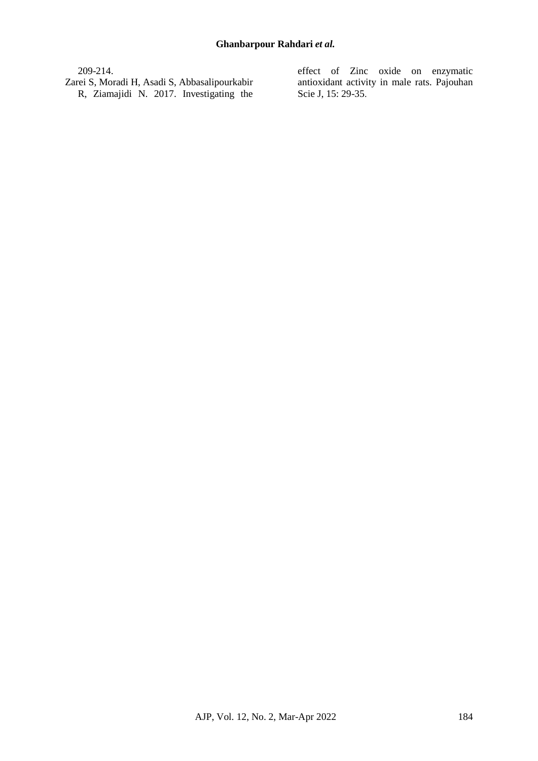209-214.

Zarei S, Moradi H, Asadi S, Abbasalipourkabir R, Ziamajidi N. 2017. Investigating the effect of Zinc oxide on enzymatic antioxidant activity in male rats. Pajouhan Scie J, 15: 29-35.